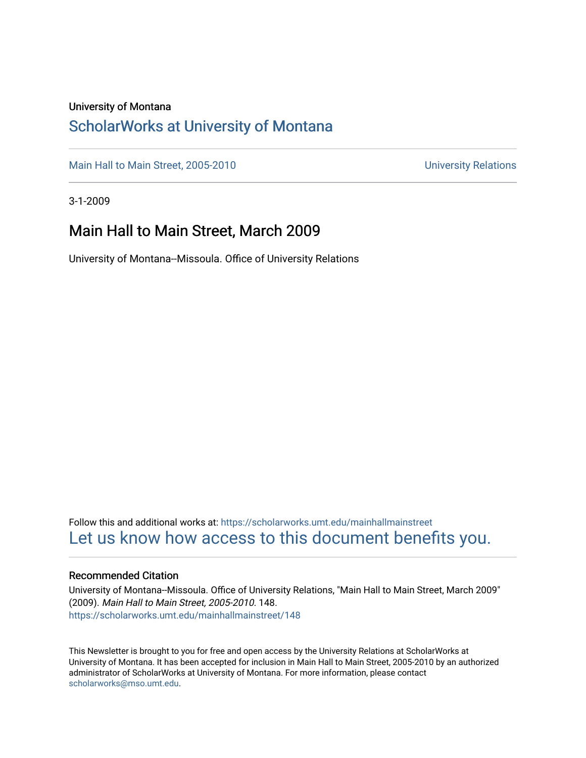University of Montana

# ScholarWorks at University of Montana

Main Hall to Main Street, 2005-2010 — University Relations

3-1-2009

## Main Hall to Main Street, March 2009

University of Montana--Missoula. Office of University Relations

Follow this and additional works at: https://scholarworks.umt.edu/mainhallmainstreet

Let us know how access to this document benefits you.

### Recommended Citation

University of Montana--Missoula. Office of University Relations, "Main Hall to Main Street, March 2009" (2009). *Main Hall to Main Street, 2005-2010*. 148.
https://scholarworks.umt.edu/mainhallmainstreet/148

This Newsletter is brought to you for free and open access by the University Relations at ScholarWorks at University of Montana. It has been accepted for inclusion in Main Hall to Main Street, 2005-2010 by an authorized administrator of ScholarWorks at University of Montana. For more information, please contact scholarworks@mso.umt.edu.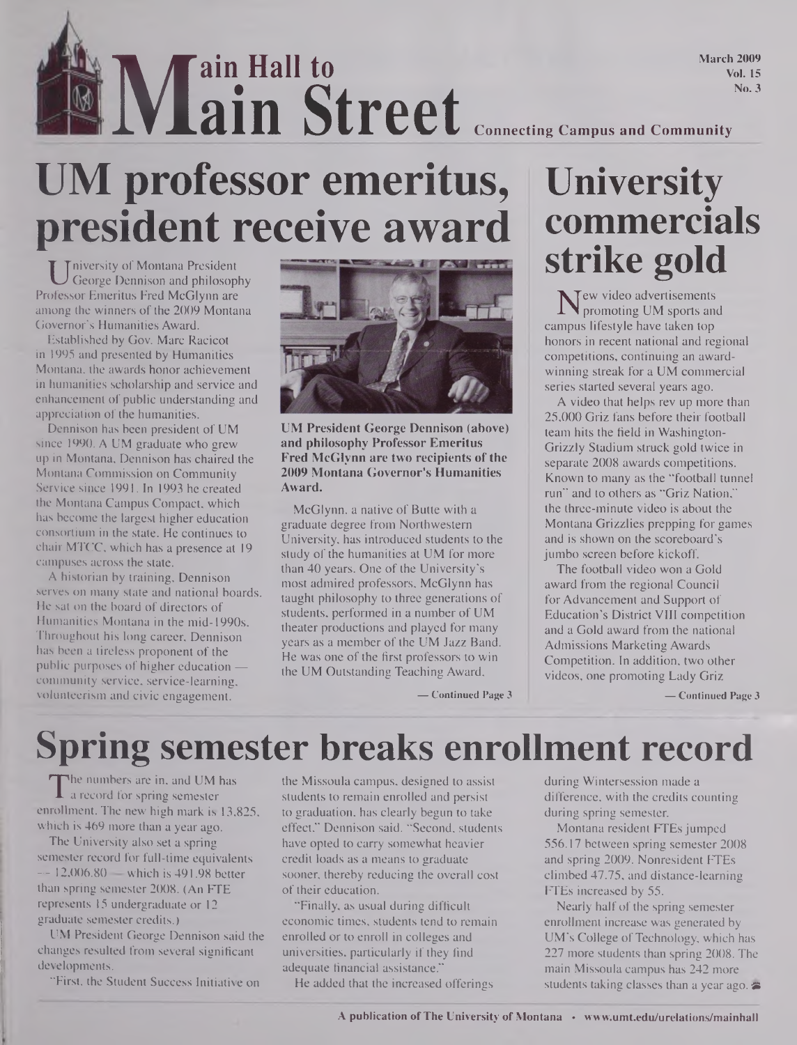# Main Hall to Main Street

**Connecting Campus and Community**

March 2009
Vol. 15
No. 3

## UM professor emeritus, president receive award

University of Montana President George Dennison and philosophy Professor Emeritus Fred McGlynn are among the winners of the 2009 Montana Governor's Humanities Award.

Established by Gov. Marc Racicot in 1995 and presented by Humanities Montana, the awards honor achievement in humanities scholarship and service and enhancement of public understanding and appreciation of the humanities.

Dennison has been president of UM since 1990. A UM graduate who grew up in Montana, Dennison has chaired the Montana Commission on Community Service since 1991. In 1993 he created the Montana Campus Compact, which has become the largest higher education consortium in the state. He continues to chair MTCC, which has a presence at 19 campuses across the state.

A historian by training, Dennison serves on many state and national boards. He sat on the board of directors of Humanities Montana in the mid-1990s. Throughout his long career, Dennison has been a tireless proponent of the public purposes of higher education — community service, service-learning, volunteerism and civic engagement.

**UM President George Dennison (above) and philosophy Professor Emeritus Fred McGlynn are two recipients of the 2009 Montana Governor's Humanities Award.**

McGlynn, a native of Butte with a graduate degree from Northwestern University, has introduced students to the study of the humanities at UM for more than 40 years. One of the University's most admired professors, McGlynn has taught philosophy to three generations of students, performed in a number of UM theater productions and played for many years as a member of the UM Jazz Band. He was one of the first professors to win the UM Outstanding Teaching Award.

**— Continued Page 3**

## University commercials strike gold

New video advertisements promoting UM sports and campus lifestyle have taken top honors in recent national and regional competitions, continuing an award-winning streak for a UM commercial series started several years ago.

A video that helps rev up more than 25,000 Griz fans before their football team hits the field in Washington-Grizzly Stadium struck gold twice in separate 2008 awards competitions. Known to many as the "football tunnel run" and to others as "Griz Nation," the three-minute video is about the Montana Grizzlies prepping for games and is shown on the scoreboard's jumbo screen before kickoff.

The football video won a Gold award from the regional Council for Advancement and Support of Education's District VIII competition and a Gold award from the national Admissions Marketing Awards Competition. In addition, two other videos, one promoting Lady Griz

**— Continued Page 3**

## Spring semester breaks enrollment record

The numbers are in, and UM has a record for spring semester enrollment. The new high mark is 13,825, which is 469 more than a year ago.

The University also set a spring semester record for full-time equivalents -- 12,006.80 — which is 491.98 better than spring semester 2008. (An FTE represents 15 undergraduate or 12 graduate semester credits.)

UM President George Dennison said the changes resulted from several significant developments.

"First, the Student Success Initiative on the Missoula campus, designed to assist students to remain enrolled and persist to graduation, has clearly begun to take effect," Dennison said. "Second, students have opted to carry somewhat heavier credit loads as a means to graduate sooner, thereby reducing the overall cost of their education.

"Finally, as usual during difficult economic times, students tend to remain enrolled or to enroll in colleges and universities, particularly if they find adequate financial assistance."

He added that the increased offerings during Wintersession made a difference, with the credits counting during spring semester.

Montana resident FTEs jumped 556.17 between spring semester 2008 and spring 2009. Nonresident FTEs climbed 47.75, and distance-learning FTEs increased by 55.

Nearly half of the spring semester enrollment increase was generated by UM's College of Technology, which has 227 more students than spring 2008. The main Missoula campus has 242 more students taking classes than a year ago.

A publication of The University of Montana • www.umt.edu/urelations/mainhall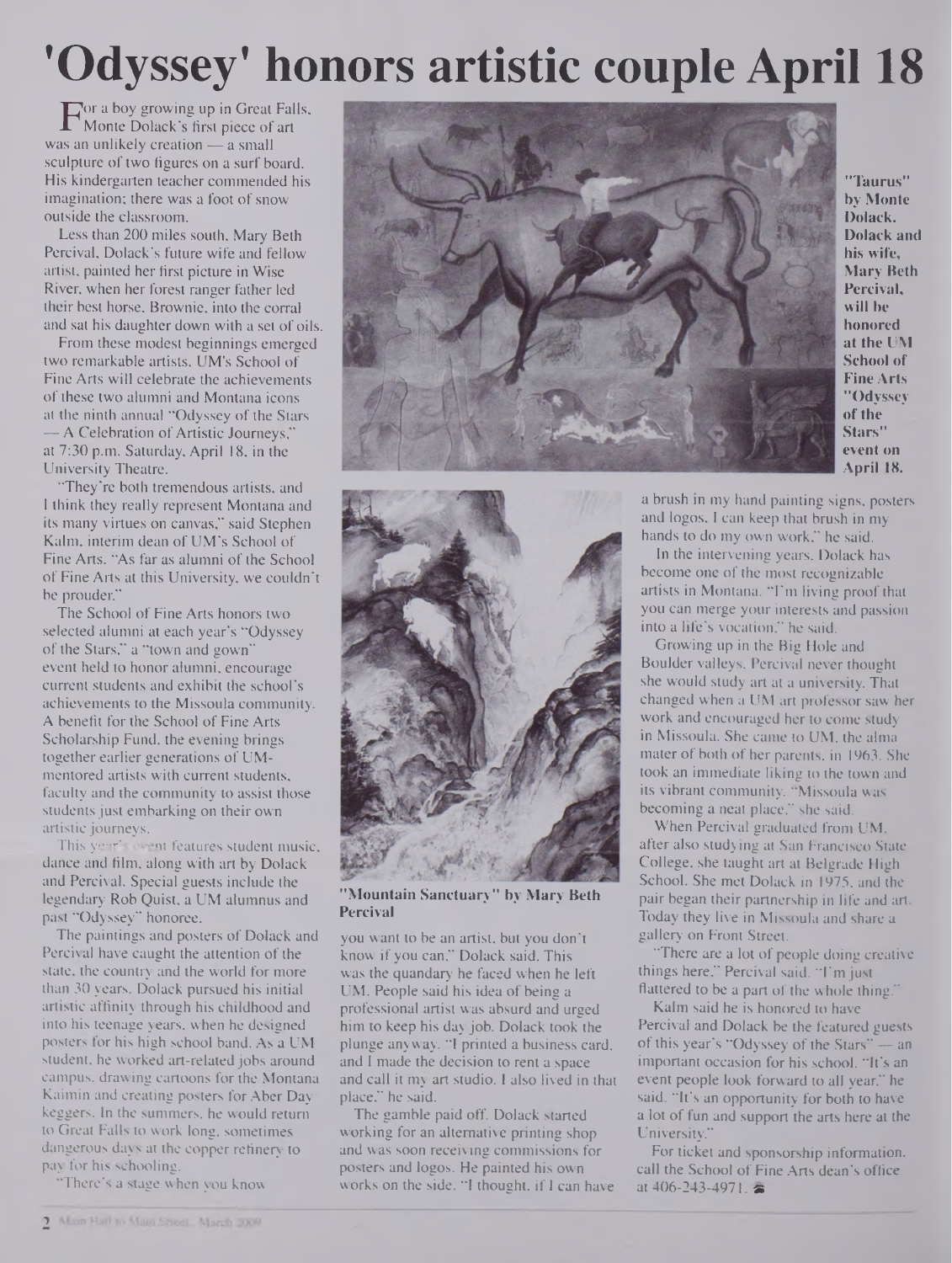# 'Odyssey' honors artistic couple April 18

For a boy growing up in Great Falls, Monte Dolack's first piece of art was an unlikely creation — a small sculpture of two figures on a surf board. His kindergarten teacher commended his imagination; there was a foot of snow outside the classroom.

Less than 200 miles south, Mary Beth Percival, Dolack's future wife and fellow artist, painted her first picture in Wise River, when her forest ranger father led their best horse, Brownie, into the corral and sat his daughter down with a set of oils.

From these modest beginnings emerged two remarkable artists. UM's School of Fine Arts will celebrate the achievements of these two alumni and Montana icons at the ninth annual "Odyssey of the Stars — A Celebration of Artistic Journeys," at 7:30 p.m. Saturday, April 18, in the University Theatre.

"They're both tremendous artists, and I think they really represent Montana and its many virtues on canvas," said Stephen Kalm, interim dean of UM's School of Fine Arts. "As far as alumni of the School of Fine Arts at this University, we couldn't be prouder."

The School of Fine Arts honors two selected alumni at each year's "Odyssey of the Stars," a "town and gown" event held to honor alumni, encourage current students and exhibit the school's achievements to the Missoula community. A benefit for the School of Fine Arts Scholarship Fund, the evening brings together earlier generations of UM-mentored artists with current students, faculty and the community to assist those students just embarking on their own artistic journeys.

This year's event features student music, dance and film, along with art by Dolack and Percival. Special guests include the legendary Rob Quist, a UM alumnus and past "Odyssey" honoree.

The paintings and posters of Dolack and Percival have caught the attention of the state, the country and the world for more than 30 years. Dolack pursued his initial artistic affinity through his childhood and into his teenage years, when he designed posters for his high school band. As a UM student, he worked art-related jobs around campus, drawing cartoons for the Montana Kaimin and creating posters for Aber Day keggers. In the summers, he would return to Great Falls to work long, sometimes dangerous days at the copper refinery to pay for his schooling.

"There's a stage when you know you want to be an artist, but you don't know if you can," Dolack said. This was the quandary he faced when he left UM. People said his idea of being a professional artist was absurd and urged him to keep his day job. Dolack took the plunge anyway. "I printed a business card, and I made the decision to rent a space and call it my art studio. I also lived in that place," he said.

The gamble paid off. Dolack started working for an alternative printing shop and was soon receiving commissions for posters and logos. He painted his own works on the side. "I thought, if I can have a brush in my hand painting signs, posters and logos, I can keep that brush in my hands to do my own work," he said.

In the intervening years, Dolack has become one of the most recognizable artists in Montana. "I'm living proof that you can merge your interests and passion into a life's vocation," he said.

Growing up in the Big Hole and Boulder valleys, Percival never thought she would study art at a university. That changed when a UM art professor saw her work and encouraged her to come study in Missoula. She came to UM, the alma mater of both of her parents, in 1963. She took an immediate liking to the town and its vibrant community. "Missoula was becoming a neat place," she said.

When Percival graduated from UM, after also studying at San Francisco State College, she taught art at Belgrade High School. She met Dolack in 1975, and the pair began their partnership in life and art. Today they live in Missoula and share a gallery on Front Street.

"There are a lot of people doing creative things here," Percival said. "I'm just flattered to be a part of the whole thing."

Kalm said he is honored to have Percival and Dolack be the featured guests of this year's "Odyssey of the Stars" — an important occasion for his school. "It's an event people look forward to all year," he said. "It's an opportunity for both to have a lot of fun and support the arts here at the University."

For ticket and sponsorship information, call the School of Fine Arts dean's office at 406-243-4971.

**"Taurus" by Monte Dolack. Dolack and his wife, Mary Beth Percival, will be honored at the UM School of Fine Arts "Odyssey of the Stars" event on April 18.**

**"Mountain Sanctuary" by Mary Beth Percival**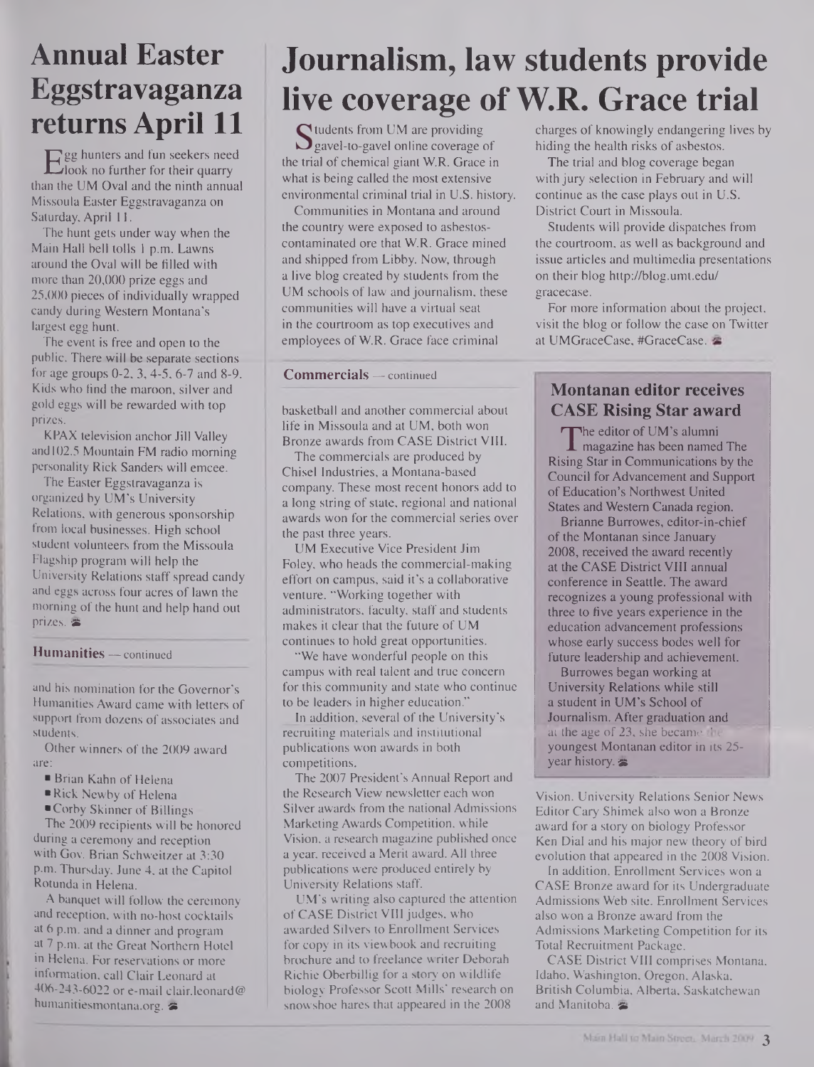## Annual Easter Eggstravaganza returns April 11

Egg hunters and fun seekers need look no further for their quarry than the UM Oval and the ninth annual Missoula Easter Eggstravaganza on Saturday, April 11.

The hunt gets under way when the Main Hall bell tolls 1 p.m. Lawns around the Oval will be filled with more than 20,000 prize eggs and 25,000 pieces of individually wrapped candy during Western Montana's largest egg hunt.

The event is free and open to the public. There will be separate sections for age groups 0-2, 3, 4-5, 6-7 and 8-9. Kids who find the maroon, silver and gold eggs will be rewarded with top prizes.

KPAX television anchor Jill Valley and102.5 Mountain FM radio morning personality Rick Sanders will emcee.

The Easter Eggstravaganza is organized by UM's University Relations, with generous sponsorship from local businesses. High school student volunteers from the Missoula Flagship program will help the University Relations staff spread candy and eggs across four acres of lawn the morning of the hunt and help hand out prizes.

**Humanities** — continued

and his nomination for the Governor's Humanities Award came with letters of support from dozens of associates and students.

Other winners of the 2009 award are:

- Brian Kahn of Helena
- Rick Newby of Helena
- Corby Skinner of Billings

The 2009 recipients will be honored during a ceremony and reception with Gov. Brian Schweitzer at 3:30 p.m. Thursday, June 4, at the Capitol Rotunda in Helena.

A banquet will follow the ceremony and reception, with no-host cocktails at 6 p.m. and a dinner and program at 7 p.m. at the Great Northern Hotel in Helena. For reservations or more information, call Clair Leonard at 406-243-6022 or e-mail clair.leonard@humanitiesmontana.org.

# Journalism, law students provide live coverage of W.R. Grace trial

Students from UM are providing gavel-to-gavel online coverage of the trial of chemical giant W.R. Grace in what is being called the most extensive environmental criminal trial in U.S. history.

Communities in Montana and around the country were exposed to asbestos-contaminated ore that W.R. Grace mined and shipped from Libby. Now, through a live blog created by students from the UM schools of law and journalism, these communities will have a virtual seat in the courtroom as top executives and employees of W.R. Grace face criminal charges of knowingly endangering lives by hiding the health risks of asbestos.

The trial and blog coverage began with jury selection in February and will continue as the case plays out in U.S. District Court in Missoula.

Students will provide dispatches from the courtroom, as well as background and issue articles and multimedia presentations on their blog http://blog.umt.edu/gracecase.

For more information about the project, visit the blog or follow the case on Twitter at UMGraceCase, #GraceCase.

**Commercials** — continued

basketball and another commercial about life in Missoula and at UM, both won Bronze awards from CASE District VIII.

The commercials are produced by Chisel Industries, a Montana-based company. These most recent honors add to a long string of state, regional and national awards won for the commercial series over the past three years.

UM Executive Vice President Jim Foley, who heads the commercial-making effort on campus, said it's a collaborative venture. "Working together with administrators, faculty, staff and students makes it clear that the future of UM continues to hold great opportunities.

"We have wonderful people on this campus with real talent and true concern for this community and state who continue to be leaders in higher education."

In addition, several of the University's recruiting materials and institutional publications won awards in both competitions.

The 2007 President's Annual Report and the Research View newsletter each won Silver awards from the national Admissions Marketing Awards Competition, while Vision, a research magazine published once a year, received a Merit award. All three publications were produced entirely by University Relations staff.

UM's writing also captured the attention of CASE District VIII judges, who awarded Silvers to Enrollment Services for copy in its viewbook and recruiting brochure and to freelance writer Deborah Richie Oberbillig for a story on wildlife biology Professor Scott Mills' research on snowshoe hares that appeared in the 2008 Vision. University Relations Senior News Editor Cary Shimek also won a Bronze award for a story on biology Professor Ken Dial and his major new theory of bird evolution that appeared in the 2008 Vision.

In addition, Enrollment Services won a CASE Bronze award for its Undergraduate Admissions Web site. Enrollment Services also won a Bronze award from the Admissions Marketing Competition for its Total Recruitment Package.

CASE District VIII comprises Montana, Idaho, Washington, Oregon, Alaska, British Columbia, Alberta, Saskatchewan and Manitoba.

## Montanan editor receives CASE Rising Star award

The editor of UM's alumni magazine has been named The Rising Star in Communications by the Council for Advancement and Support of Education's Northwest United States and Western Canada region.

Brianne Burrowes, editor-in-chief of the Montanan since January 2008, received the award recently at the CASE District VIII annual conference in Seattle. The award recognizes a young professional with three to five years experience in the education advancement professions whose early success bodes well for future leadership and achievement.

Burrowes began working at University Relations while still a student in UM's School of Journalism. After graduation and at the age of 23, she became the youngest Montanan editor in its 25-year history.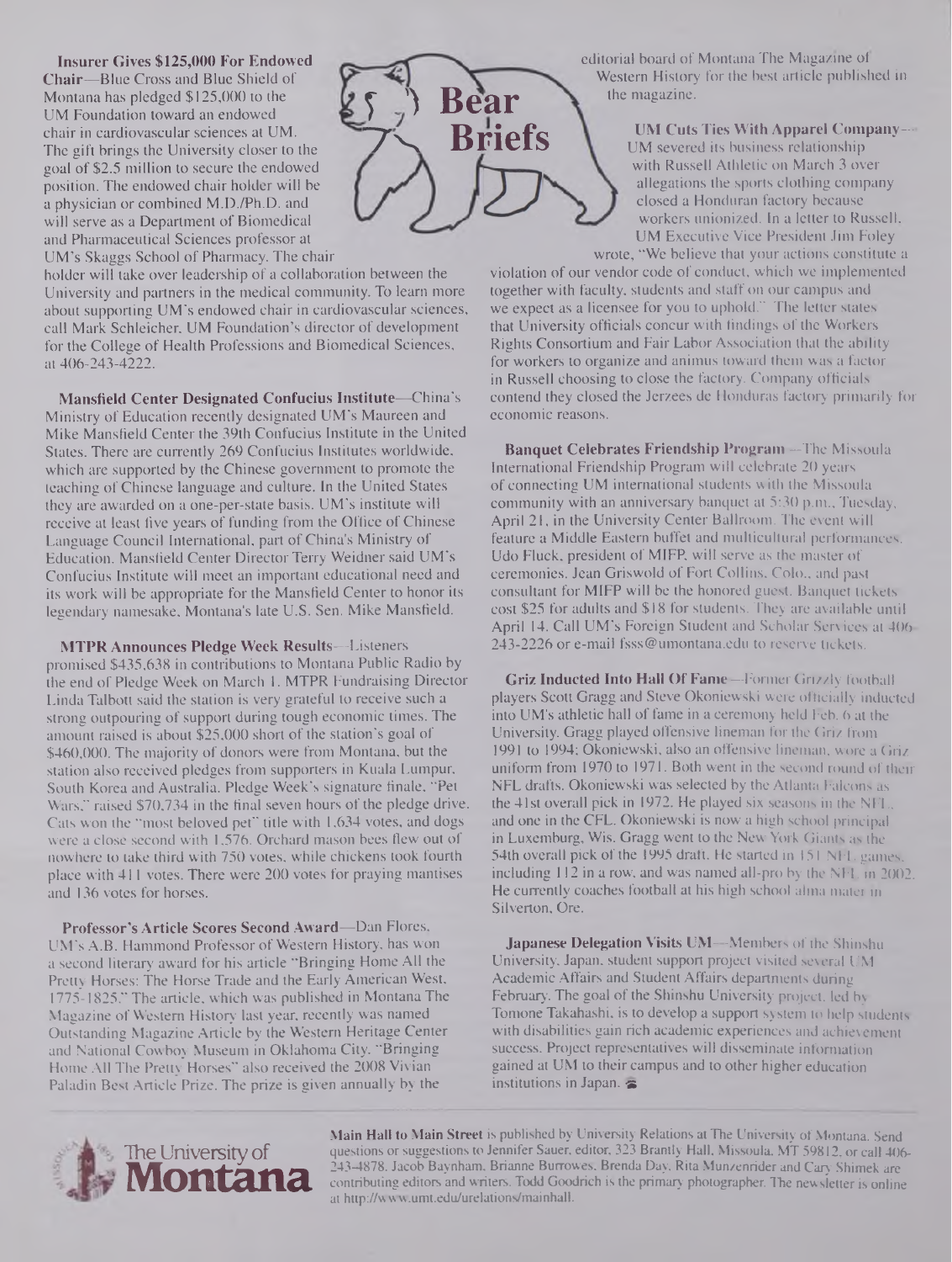# Bear Briefs

**Insurer Gives $125,000 For Endowed Chair**—Blue Cross and Blue Shield of Montana has pledged $125,000 to the UM Foundation toward an endowed chair in cardiovascular sciences at UM. The gift brings the University closer to the goal of $2.5 million to secure the endowed position. The endowed chair holder will be a physician or combined M.D./Ph.D. and will serve as a Department of Biomedical and Pharmaceutical Sciences professor at UM's Skaggs School of Pharmacy. The chair holder will take over leadership of a collaboration between the University and partners in the medical community. To learn more about supporting UM's endowed chair in cardiovascular sciences, call Mark Schleicher, UM Foundation's director of development for the College of Health Professions and Biomedical Sciences, at 406-243-4222.

**Mansfield Center Designated Confucius Institute**—China's Ministry of Education recently designated UM's Maureen and Mike Mansfield Center the 39th Confucius Institute in the United States. There are currently 269 Confucius Institutes worldwide, which are supported by the Chinese government to promote the teaching of Chinese language and culture. In the United States they are awarded on a one-per-state basis. UM's institute will receive at least five years of funding from the Office of Chinese Language Council International, part of China's Ministry of Education. Mansfield Center Director Terry Weidner said UM's Confucius Institute will meet an important educational need and its work will be appropriate for the Mansfield Center to honor its legendary namesake, Montana's late U.S. Sen. Mike Mansfield.

**MTPR Announces Pledge Week Results**—Listeners promised $435,638 in contributions to Montana Public Radio by the end of Pledge Week on March 1. MTPR Fundraising Director Linda Talbott said the station is very grateful to receive such a strong outpouring of support during tough economic times. The amount raised is about $25,000 short of the station's goal of $460,000. The majority of donors were from Montana, but the station also received pledges from supporters in Kuala Lumpur, South Korea and Australia. Pledge Week's signature finale, "Pet Wars," raised $70,734 in the final seven hours of the pledge drive. Cats won the "most beloved pet" title with 1,634 votes, and dogs were a close second with 1,576. Orchard mason bees flew out of nowhere to take third with 750 votes, while chickens took fourth place with 411 votes. There were 200 votes for praying mantises and 136 votes for horses.

**Professor's Article Scores Second Award**—Dan Flores, UM's A.B. Hammond Professor of Western History, has won a second literary award for his article "Bringing Home All the Pretty Horses: The Horse Trade and the Early American West, 1775-1825." The article, which was published in Montana The Magazine of Western History last year, recently was named Outstanding Magazine Article by the Western Heritage Center and National Cowboy Museum in Oklahoma City. "Bringing Home All The Pretty Horses" also received the 2008 Vivian Paladin Best Article Prize. The prize is given annually by the editorial board of Montana The Magazine of Western History for the best article published in the magazine.

**UM Cuts Ties With Apparel Company**—UM severed its business relationship with Russell Athletic on March 3 over allegations the sports clothing company closed a Honduran factory because workers unionized. In a letter to Russell, UM Executive Vice President Jim Foley wrote, "We believe that your actions constitute a violation of our vendor code of conduct, which we implemented together with faculty, students and staff on our campus and we expect as a licensee for you to uphold." The letter states that University officials concur with findings of the Workers Rights Consortium and Fair Labor Association that the ability for workers to organize and animus toward them was a factor in Russell choosing to close the factory. Company officials contend they closed the Jerzees de Honduras factory primarily for economic reasons.

**Banquet Celebrates Friendship Program**—The Missoula International Friendship Program will celebrate 20 years of connecting UM international students with the Missoula community with an anniversary banquet at 5:30 p.m., Tuesday, April 21, in the University Center Ballroom. The event will feature a Middle Eastern buffet and multicultural performances. Udo Fluck, president of MIFP, will serve as the master of ceremonies. Jean Griswold of Fort Collins, Colo., and past consultant for MIFP will be the honored guest. Banquet tickets cost $25 for adults and $18 for students. They are available until April 14. Call UM's Foreign Student and Scholar Services at 406-243-2226 or e-mail fsss@umontana.edu to reserve tickets.

**Griz Inducted Into Hall Of Fame**—Former Grizzly football players Scott Gragg and Steve Okoniewski were officially inducted into UM's athletic hall of fame in a ceremony held Feb. 6 at the University. Gragg played offensive lineman for the Griz from 1991 to 1994; Okoniewski, also an offensive lineman, wore a Griz uniform from 1970 to 1971. Both went in the second round of their NFL drafts. Okoniewski was selected by the Atlanta Falcons as the 41st overall pick in 1972. He played six seasons in the NFL and one in the CFL. Okoniewski is now a high school principal in Luxemburg, Wis. Gragg went to the New York Giants as the 54th overall pick of the 1995 draft. He started in 151 NFL games, including 112 in a row, and was named all-pro by the NFL in 2002. He currently coaches football at his high school alma mater in Silverton, Ore.

**Japanese Delegation Visits UM**—Members of the Shinshu University, Japan, student support project visited several UM Academic Affairs and Student Affairs departments during February. The goal of the Shinshu University project, led by Tomone Takahashi, is to develop a support system to help students with disabilities gain rich academic experiences and achievement success. Project representatives will disseminate information gained at UM to their campus and to other higher education institutions in Japan.

The University of Montana

**Main Hall to Main Street** is published by University Relations at The University of Montana. Send questions or suggestions to Jennifer Sauer, editor, 323 Brantly Hall, Missoula, MT 59812, or call 406-243-4878. Jacob Baynham, Brianne Burrowes, Brenda Day, Rita Munzenrider and Cary Shimek are contributing editors and writers. Todd Goodrich is the primary photographer. The newsletter is online at http://www.umt.edu/urelations/mainhall.